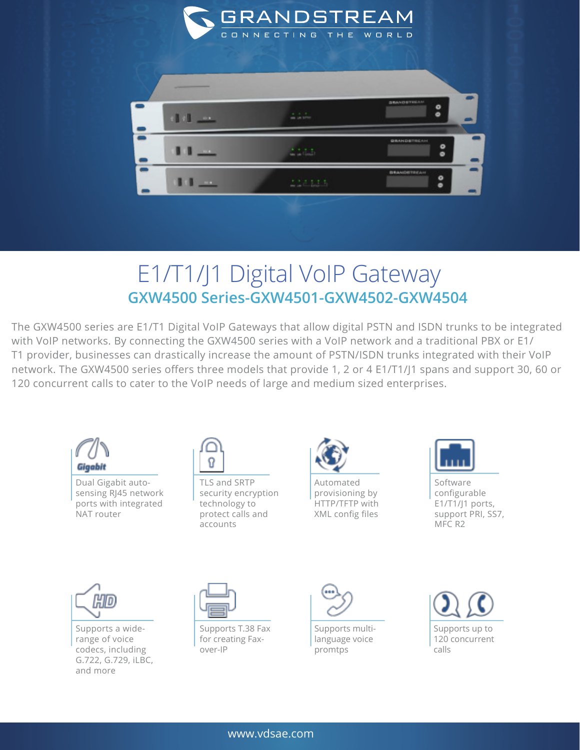GRANDSTREAM
CONNECTING THE WORLD

# E1/T1/J1 Digital VoIP Gateway

## GXW4500 Series-GXW4501-GXW4502-GXW4504

The GXW4500 series are E1/T1 Digital VoIP Gateways that allow digital PSTN and ISDN trunks to be integrated with VoIP networks. By connecting the GXW4500 series with a VoIP network and a traditional PBX or E1/T1 provider, businesses can drastically increase the amount of PSTN/ISDN trunks integrated with their VoIP network. The GXW4500 series offers three models that provide 1, 2 or 4 E1/T1/J1 spans and support 30, 60 or 120 concurrent calls to cater to the VoIP needs of large and medium sized enterprises.

- Dual Gigabit auto-sensing RJ45 network ports with integrated NAT router
- TLS and SRTP security encryption technology to protect calls and accounts
- Automated provisioning by HTTP/TFTP with XML config files
- Software configurable E1/T1/J1 ports, support PRI, SS7, MFC R2
- Supports a wide-range of voice codecs, including G.722, G.729, iLBC, and more
- Supports T.38 Fax for creating Fax-over-IP
- Supports multi-language voice prompts
- Supports up to 120 concurrent calls

www.vdsae.com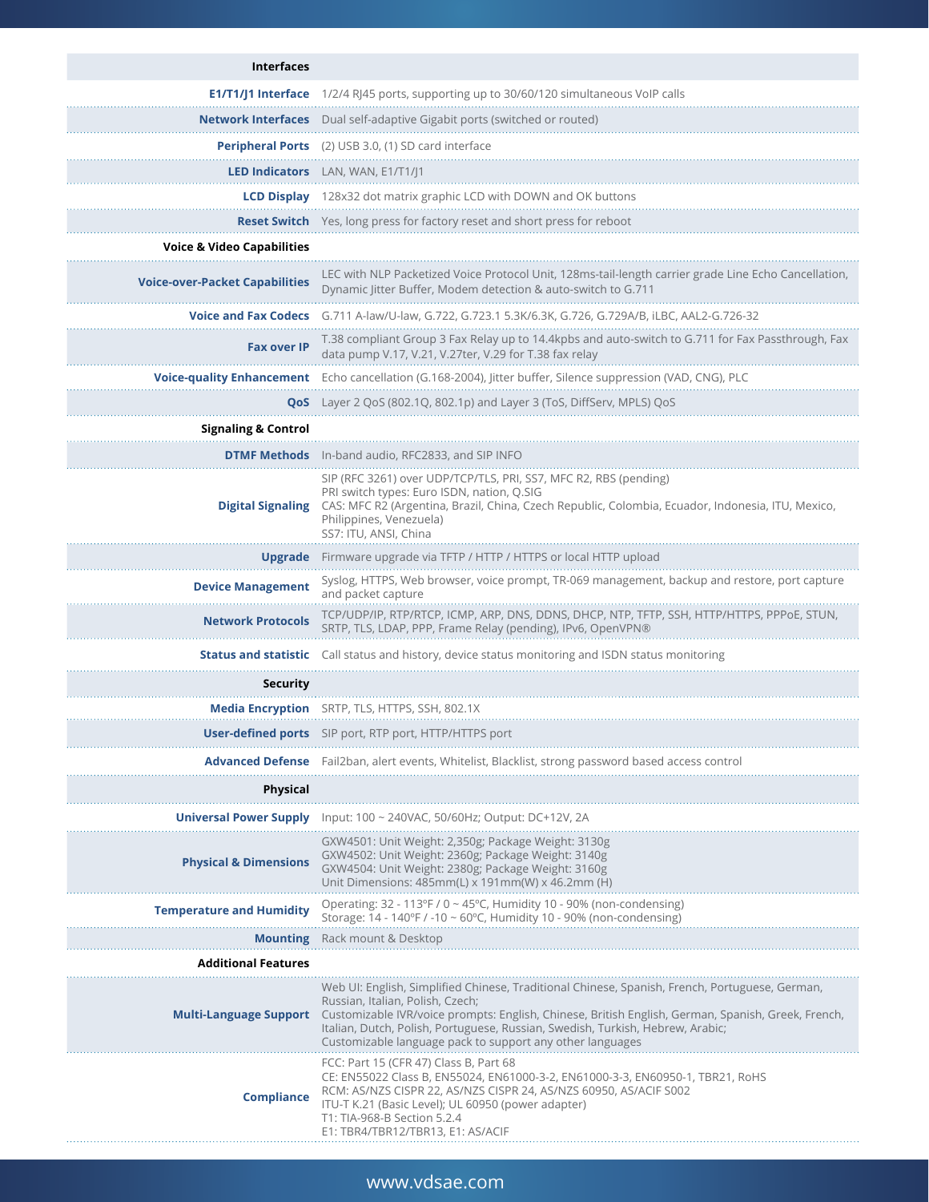| | |
|---|---|
| **Interfaces** | |
| **E1/T1/J1 Interface** | 1/2/4 RJ45 ports, supporting up to 30/60/120 simultaneous VoIP calls |
| **Network Interfaces** | Dual self-adaptive Gigabit ports (switched or routed) |
| **Peripheral Ports** | (2) USB 3.0, (1) SD card interface |
| **LED Indicators** | LAN, WAN, E1/T1/J1 |
| **LCD Display** | 128x32 dot matrix graphic LCD with DOWN and OK buttons |
| **Reset Switch** | Yes, long press for factory reset and short press for reboot |
| **Voice & Video Capabilities** | |
| **Voice-over-Packet Capabilities** | LEC with NLP Packetized Voice Protocol Unit, 128ms-tail-length carrier grade Line Echo Cancellation, Dynamic Jitter Buffer, Modem detection & auto-switch to G.711 |
| **Voice and Fax Codecs** | G.711 A-law/U-law, G.722, G.723.1 5.3K/6.3K, G.726, G.729A/B, iLBC, AAL2-G.726-32 |
| **Fax over IP** | T.38 compliant Group 3 Fax Relay up to 14.4kpbs and auto-switch to G.711 for Fax Passthrough, Fax data pump V.17, V.21, V.27ter, V.29 for T.38 fax relay |
| **Voice-quality Enhancement** | Echo cancellation (G.168-2004), Jitter buffer, Silence suppression (VAD, CNG), PLC |
| **QoS** | Layer 2 QoS (802.1Q, 802.1p) and Layer 3 (ToS, DiffServ, MPLS) QoS |
| **Signaling & Control** | |
| **DTMF Methods** | In-band audio, RFC2833, and SIP INFO |
| **Digital Signaling** | SIP (RFC 3261) over UDP/TCP/TLS, PRI, SS7, MFC R2, RBS (pending)<br>PRI switch types: Euro ISDN, nation, Q.SIG<br>CAS: MFC R2 (Argentina, Brazil, China, Czech Republic, Colombia, Ecuador, Indonesia, ITU, Mexico, Philippines, Venezuela)<br>SS7: ITU, ANSI, China |
| **Upgrade** | Firmware upgrade via TFTP / HTTP / HTTPS or local HTTP upload |
| **Device Management** | Syslog, HTTPS, Web browser, voice prompt, TR-069 management, backup and restore, port capture and packet capture |
| **Network Protocols** | TCP/UDP/IP, RTP/RTCP, ICMP, ARP, DNS, DDNS, DHCP, NTP, TFTP, SSH, HTTP/HTTPS, PPPoE, STUN, SRTP, TLS, LDAP, PPP, Frame Relay (pending), IPv6, OpenVPN® |
| **Status and statistic** | Call status and history, device status monitoring and ISDN status monitoring |
| **Security** | |
| **Media Encryption** | SRTP, TLS, HTTPS, SSH, 802.1X |
| **User-defined ports** | SIP port, RTP port, HTTP/HTTPS port |
| **Advanced Defense** | Fail2ban, alert events, Whitelist, Blacklist, strong password based access control |
| **Physical** | |
| **Universal Power Supply** | Input: 100 ~ 240VAC, 50/60Hz; Output: DC+12V, 2A |
| **Physical & Dimensions** | GXW4501: Unit Weight: 2,350g; Package Weight: 3130g<br>GXW4502: Unit Weight: 2360g; Package Weight: 3140g<br>GXW4504: Unit Weight: 2380g; Package Weight: 3160g<br>Unit Dimensions: 485mm(L) x 191mm(W) x 46.2mm (H) |
| **Temperature and Humidity** | Operating: 32 - 113ºF / 0 ~ 45ºC, Humidity 10 - 90% (non-condensing)<br>Storage: 14 - 140ºF / -10 ~ 60ºC, Humidity 10 - 90% (non-condensing) |
| **Mounting** | Rack mount & Desktop |
| **Additional Features** | |
| **Multi-Language Support** | Web UI: English, Simplified Chinese, Traditional Chinese, Spanish, French, Portuguese, German, Russian, Italian, Polish, Czech;<br>Customizable IVR/voice prompts: English, Chinese, British English, German, Spanish, Greek, French, Italian, Dutch, Polish, Portuguese, Russian, Swedish, Turkish, Hebrew, Arabic;<br>Customizable language pack to support any other languages |
| **Compliance** | FCC: Part 15 (CFR 47) Class B, Part 68<br>CE: EN55022 Class B, EN55024, EN61000-3-2, EN61000-3-3, EN60950-1, TBR21, RoHS<br>RCM: AS/NZS CISPR 22, AS/NZS CISPR 24, AS/NZS 60950, AS/ACIF S002<br>ITU-T K.21 (Basic Level); UL 60950 (power adapter)<br>T1: TIA-968-B Section 5.2.4<br>E1: TBR4/TBR12/TBR13, E1: AS/ACIF |

www.vdsae.com